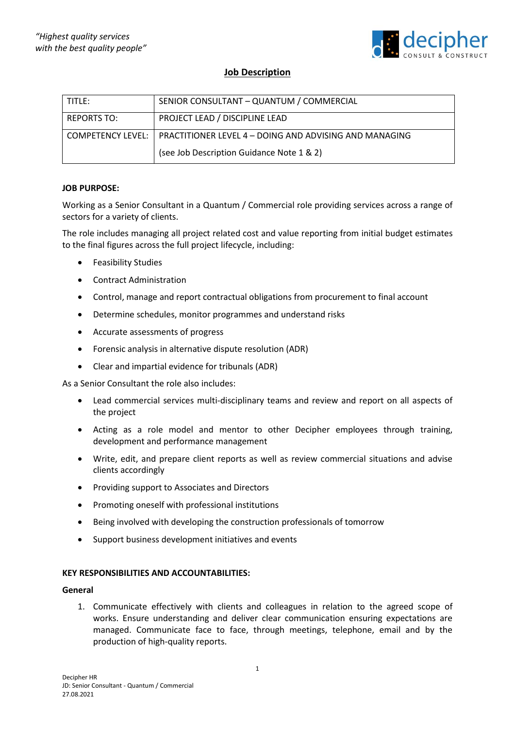*"Highest quality services with the best quality people"*

## Job Description

| TITLE: | SENIOR CONSULTANT – QUANTUM / COMMERCIAL |
|---|---|
| REPORTS TO: | PROJECT LEAD / DISCIPLINE LEAD |
| COMPETENCY LEVEL: | PRACTITIONER LEVEL 4 – DOING AND ADVISING AND MANAGING<br>(see Job Description Guidance Note 1 & 2) |

**JOB PURPOSE:**

Working as a Senior Consultant in a Quantum / Commercial role providing services across a range of sectors for a variety of clients.

The role includes managing all project related cost and value reporting from initial budget estimates to the final figures across the full project lifecycle, including:

- Feasibility Studies
- Contract Administration
- Control, manage and report contractual obligations from procurement to final account
- Determine schedules, monitor programmes and understand risks
- Accurate assessments of progress
- Forensic analysis in alternative dispute resolution (ADR)
- Clear and impartial evidence for tribunals (ADR)

As a Senior Consultant the role also includes:

- Lead commercial services multi-disciplinary teams and review and report on all aspects of the project
- Acting as a role model and mentor to other Decipher employees through training, development and performance management
- Write, edit, and prepare client reports as well as review commercial situations and advise clients accordingly
- Providing support to Associates and Directors
- Promoting oneself with professional institutions
- Being involved with developing the construction professionals of tomorrow
- Support business development initiatives and events

**KEY RESPONSIBILITIES AND ACCOUNTABILITIES:**

**General**

1. Communicate effectively with clients and colleagues in relation to the agreed scope of works. Ensure understanding and deliver clear communication ensuring expectations are managed. Communicate face to face, through meetings, telephone, email and by the production of high-quality reports.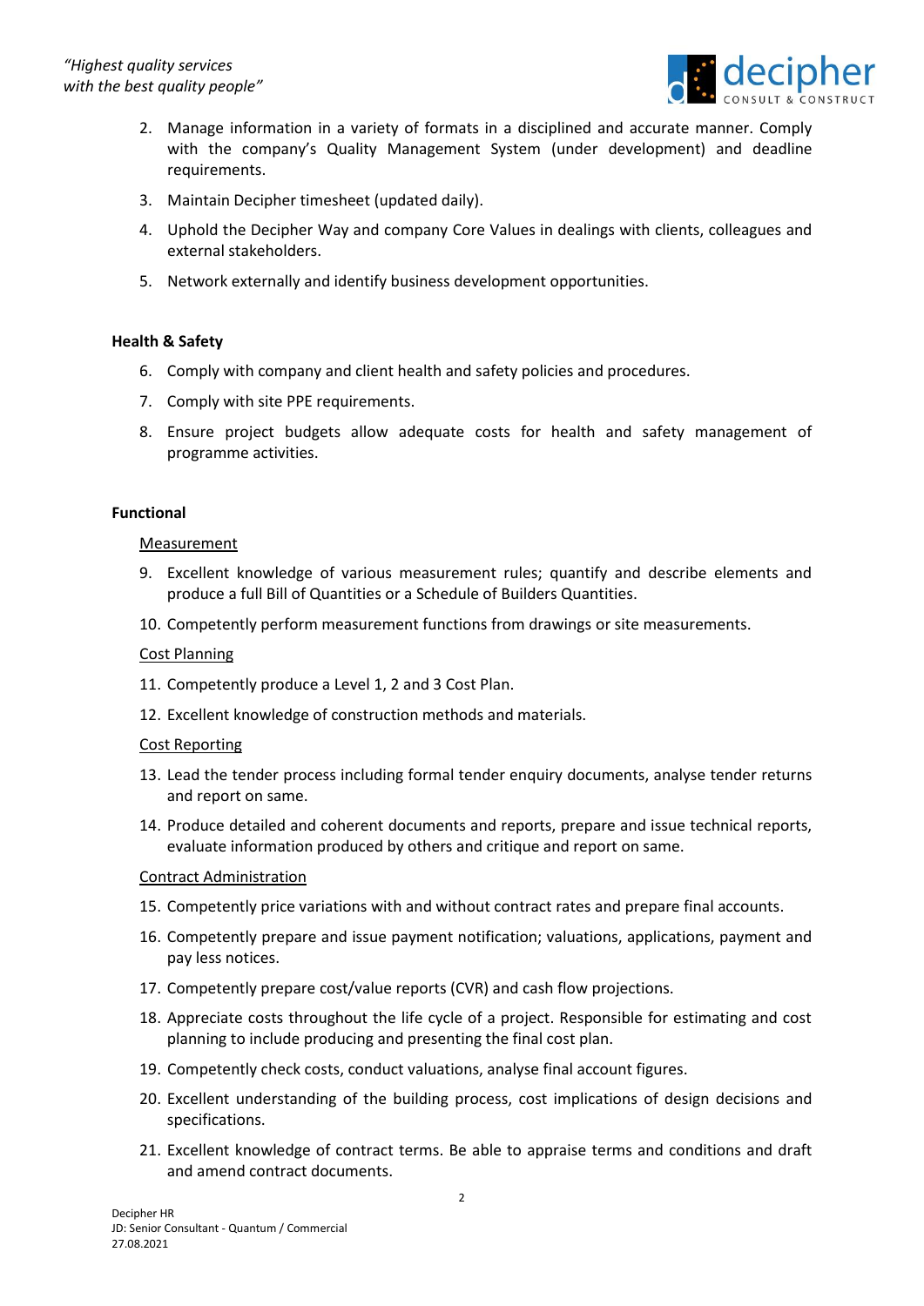2. Manage information in a variety of formats in a disciplined and accurate manner. Comply with the company's Quality Management System (under development) and deadline requirements.
3. Maintain Decipher timesheet (updated daily).
4. Uphold the Decipher Way and company Core Values in dealings with clients, colleagues and external stakeholders.
5. Network externally and identify business development opportunities.

**Health & Safety**

6. Comply with company and client health and safety policies and procedures.
7. Comply with site PPE requirements.
8. Ensure project budgets allow adequate costs for health and safety management of programme activities.

**Functional**

Measurement

9. Excellent knowledge of various measurement rules; quantify and describe elements and produce a full Bill of Quantities or a Schedule of Builders Quantities.
10. Competently perform measurement functions from drawings or site measurements.

Cost Planning

11. Competently produce a Level 1, 2 and 3 Cost Plan.
12. Excellent knowledge of construction methods and materials.

Cost Reporting

13. Lead the tender process including formal tender enquiry documents, analyse tender returns and report on same.
14. Produce detailed and coherent documents and reports, prepare and issue technical reports, evaluate information produced by others and critique and report on same.

Contract Administration

15. Competently price variations with and without contract rates and prepare final accounts.
16. Competently prepare and issue payment notification; valuations, applications, payment and pay less notices.
17. Competently prepare cost/value reports (CVR) and cash flow projections.
18. Appreciate costs throughout the life cycle of a project. Responsible for estimating and cost planning to include producing and presenting the final cost plan.
19. Competently check costs, conduct valuations, analyse final account figures.
20. Excellent understanding of the building process, cost implications of design decisions and specifications.
21. Excellent knowledge of contract terms. Be able to appraise terms and conditions and draft and amend contract documents.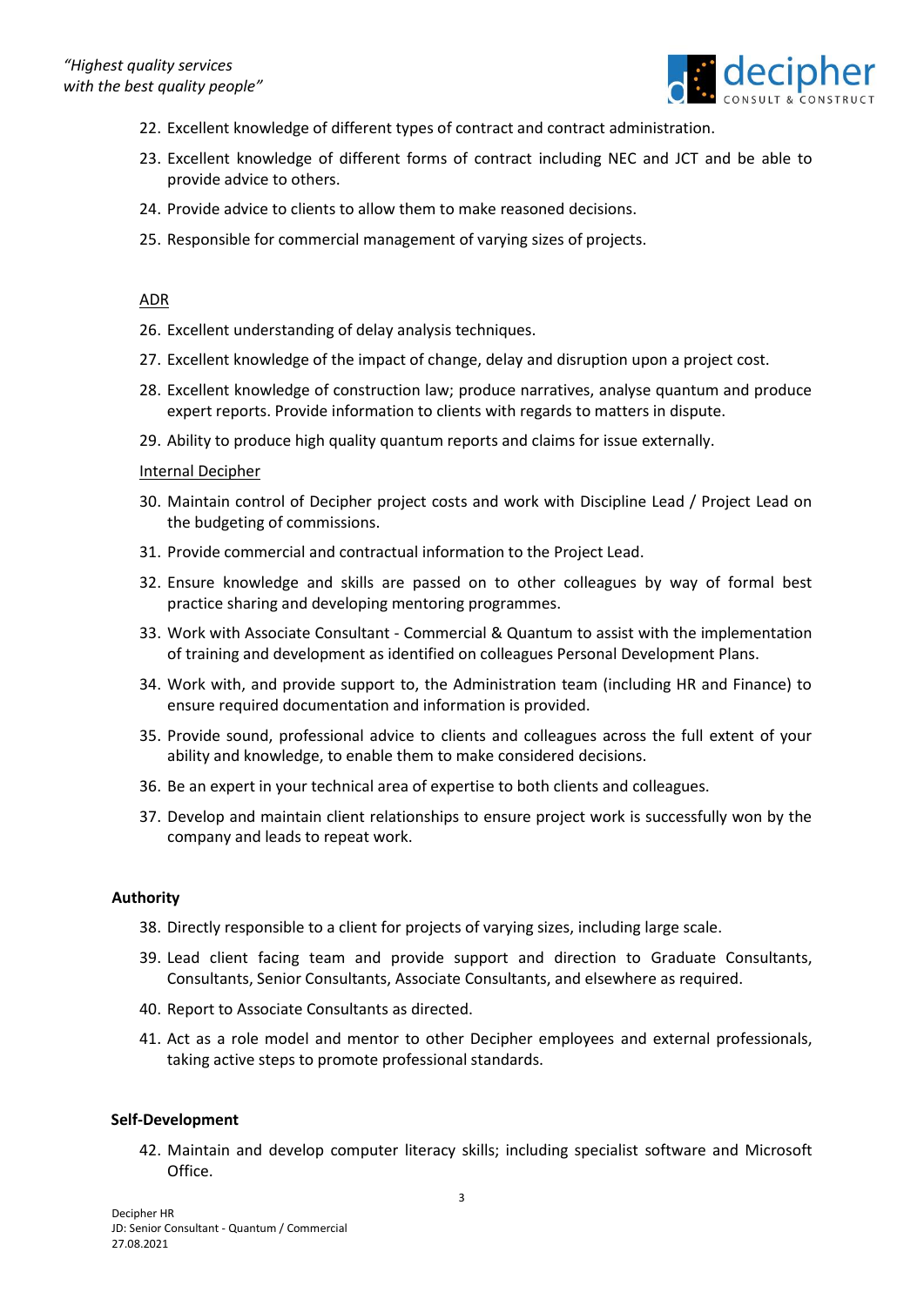22. Excellent knowledge of different types of contract and contract administration.
23. Excellent knowledge of different forms of contract including NEC and JCT and be able to provide advice to others.
24. Provide advice to clients to allow them to make reasoned decisions.
25. Responsible for commercial management of varying sizes of projects.

ADR

26. Excellent understanding of delay analysis techniques.
27. Excellent knowledge of the impact of change, delay and disruption upon a project cost.
28. Excellent knowledge of construction law; produce narratives, analyse quantum and produce expert reports. Provide information to clients with regards to matters in dispute.
29. Ability to produce high quality quantum reports and claims for issue externally.

Internal Decipher

30. Maintain control of Decipher project costs and work with Discipline Lead / Project Lead on the budgeting of commissions.
31. Provide commercial and contractual information to the Project Lead.
32. Ensure knowledge and skills are passed on to other colleagues by way of formal best practice sharing and developing mentoring programmes.
33. Work with Associate Consultant - Commercial & Quantum to assist with the implementation of training and development as identified on colleagues Personal Development Plans.
34. Work with, and provide support to, the Administration team (including HR and Finance) to ensure required documentation and information is provided.
35. Provide sound, professional advice to clients and colleagues across the full extent of your ability and knowledge, to enable them to make considered decisions.
36. Be an expert in your technical area of expertise to both clients and colleagues.
37. Develop and maintain client relationships to ensure project work is successfully won by the company and leads to repeat work.

**Authority**

38. Directly responsible to a client for projects of varying sizes, including large scale.
39. Lead client facing team and provide support and direction to Graduate Consultants, Consultants, Senior Consultants, Associate Consultants, and elsewhere as required.
40. Report to Associate Consultants as directed.
41. Act as a role model and mentor to other Decipher employees and external professionals, taking active steps to promote professional standards.

**Self-Development**

42. Maintain and develop computer literacy skills; including specialist software and Microsoft Office.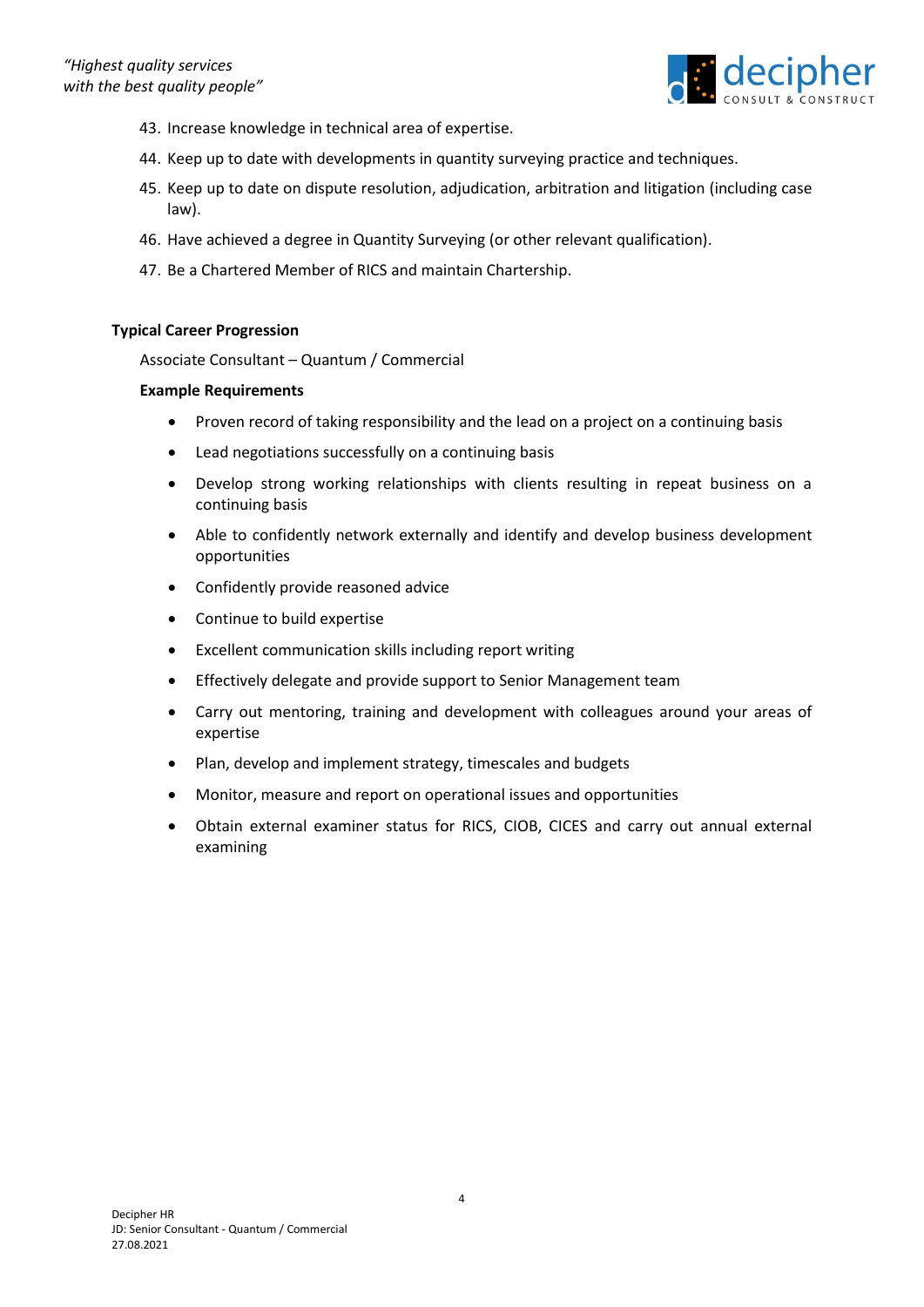43. Increase knowledge in technical area of expertise.
44. Keep up to date with developments in quantity surveying practice and techniques.
45. Keep up to date on dispute resolution, adjudication, arbitration and litigation (including case law).
46. Have achieved a degree in Quantity Surveying (or other relevant qualification).
47. Be a Chartered Member of RICS and maintain Chartership.

**Typical Career Progression**

Associate Consultant – Quantum / Commercial

**Example Requirements**

- Proven record of taking responsibility and the lead on a project on a continuing basis
- Lead negotiations successfully on a continuing basis
- Develop strong working relationships with clients resulting in repeat business on a continuing basis
- Able to confidently network externally and identify and develop business development opportunities
- Confidently provide reasoned advice
- Continue to build expertise
- Excellent communication skills including report writing
- Effectively delegate and provide support to Senior Management team
- Carry out mentoring, training and development with colleagues around your areas of expertise
- Plan, develop and implement strategy, timescales and budgets
- Monitor, measure and report on operational issues and opportunities
- Obtain external examiner status for RICS, CIOB, CICES and carry out annual external examining